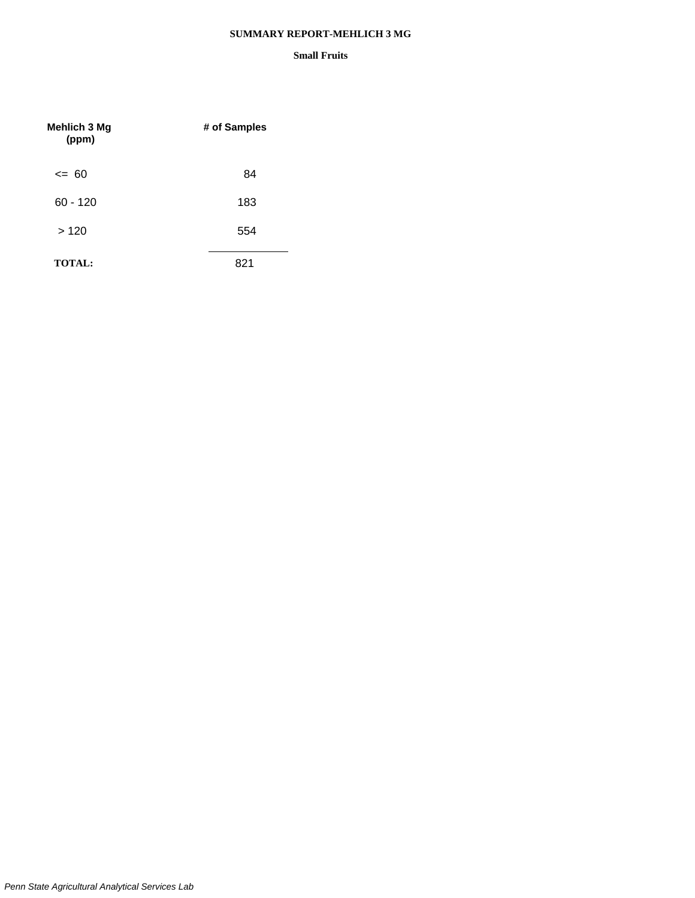# SUMMARY REPORT-MEHLICH 3 MG

## Small Fruits

| Mehlich 3 Mg (ppm) | # of Samples |
|---|---|
| <= 60 | 84 |
| 60 - 120 | 183 |
| > 120 | 554 |
| **TOTAL:** | 821 |

*Penn State Agricultural Analytical Services Lab*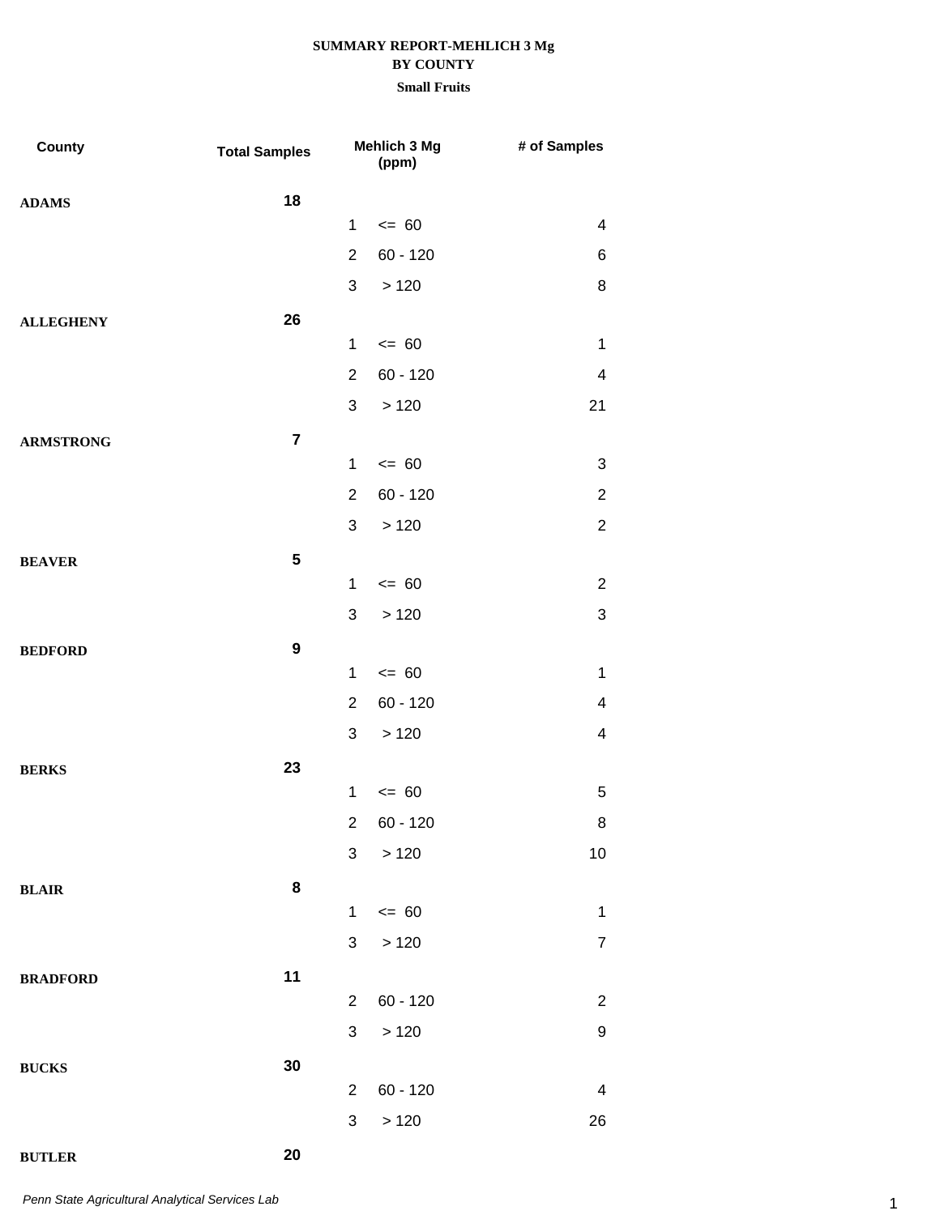**SUMMARY REPORT-MEHLICH 3 Mg**
**BY COUNTY**
**Small Fruits**

| County | Total Samples | Mehlich 3 Mg (ppm) | | # of Samples |
|---|---|---|---|---|
| **ADAMS** | **18** | | | |
| | | 1 | <= 60 | 4 |
| | | 2 | 60 - 120 | 6 |
| | | 3 | > 120 | 8 |
| **ALLEGHENY** | **26** | | | |
| | | 1 | <= 60 | 1 |
| | | 2 | 60 - 120 | 4 |
| | | 3 | > 120 | 21 |
| **ARMSTRONG** | **7** | | | |
| | | 1 | <= 60 | 3 |
| | | 2 | 60 - 120 | 2 |
| | | 3 | > 120 | 2 |
| **BEAVER** | **5** | | | |
| | | 1 | <= 60 | 2 |
| | | 3 | > 120 | 3 |
| **BEDFORD** | **9** | | | |
| | | 1 | <= 60 | 1 |
| | | 2 | 60 - 120 | 4 |
| | | 3 | > 120 | 4 |
| **BERKS** | **23** | | | |
| | | 1 | <= 60 | 5 |
| | | 2 | 60 - 120 | 8 |
| | | 3 | > 120 | 10 |
| **BLAIR** | **8** | | | |
| | | 1 | <= 60 | 1 |
| | | 3 | > 120 | 7 |
| **BRADFORD** | **11** | | | |
| | | 2 | 60 - 120 | 2 |
| | | 3 | > 120 | 9 |
| **BUCKS** | **30** | | | |
| | | 2 | 60 - 120 | 4 |
| | | 3 | > 120 | 26 |
| **BUTLER** | **20** | | | |

*Penn State Agricultural Analytical Services Lab*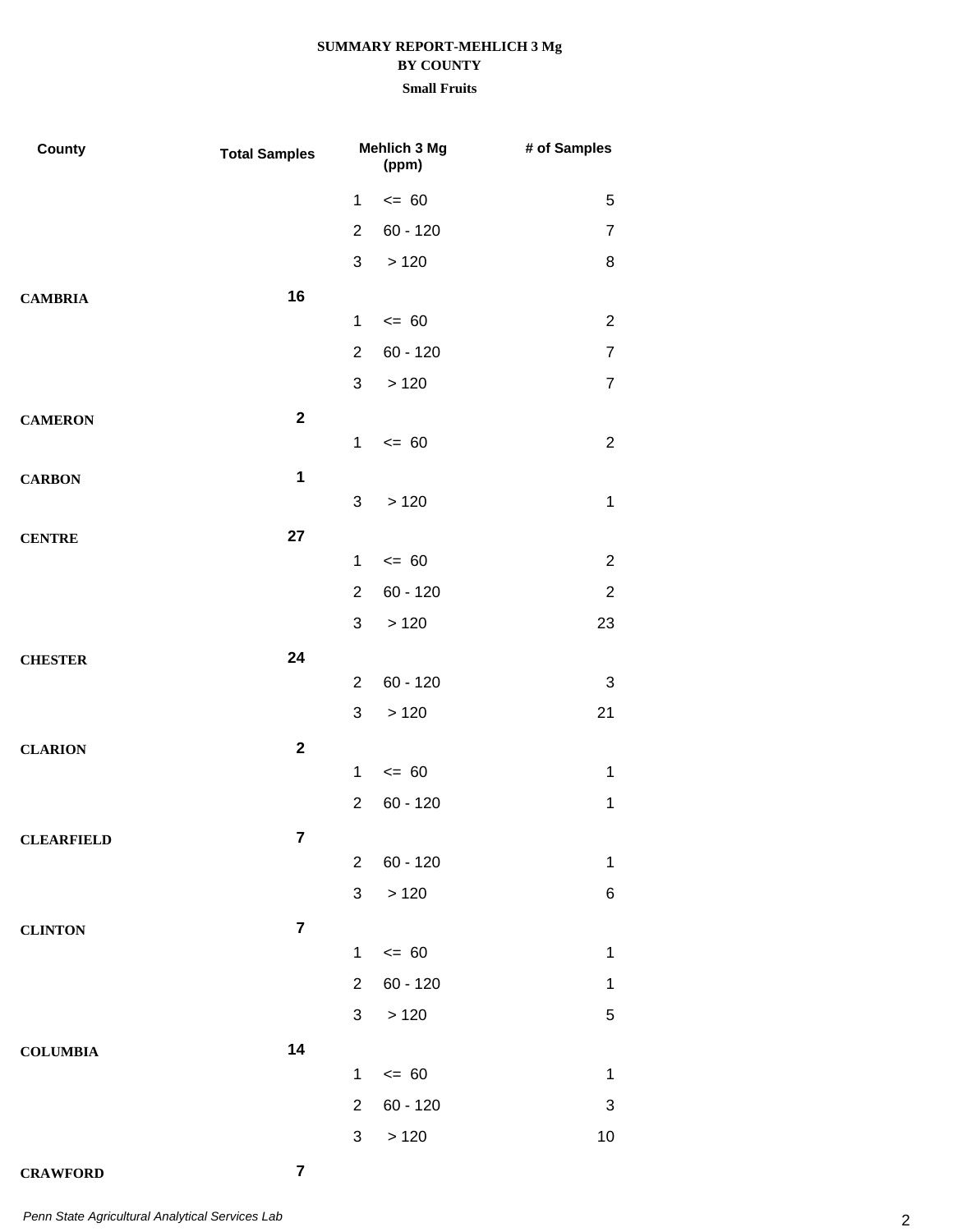**SUMMARY REPORT-MEHLICH 3 Mg**
**BY COUNTY**
**Small Fruits**

| County | Total Samples | | Mehlich 3 Mg (ppm) | # of Samples |
|---|---|---|---|---|
| | | 1 | <= 60 | 5 |
| | | 2 | 60 - 120 | 7 |
| | | 3 | > 120 | 8 |
| **CAMBRIA** | **16** | | | |
| | | 1 | <= 60 | 2 |
| | | 2 | 60 - 120 | 7 |
| | | 3 | > 120 | 7 |
| **CAMERON** | **2** | | | |
| | | 1 | <= 60 | 2 |
| **CARBON** | **1** | | | |
| | | 3 | > 120 | 1 |
| **CENTRE** | **27** | | | |
| | | 1 | <= 60 | 2 |
| | | 2 | 60 - 120 | 2 |
| | | 3 | > 120 | 23 |
| **CHESTER** | **24** | | | |
| | | 2 | 60 - 120 | 3 |
| | | 3 | > 120 | 21 |
| **CLARION** | **2** | | | |
| | | 1 | <= 60 | 1 |
| | | 2 | 60 - 120 | 1 |
| **CLEARFIELD** | **7** | | | |
| | | 2 | 60 - 120 | 1 |
| | | 3 | > 120 | 6 |
| **CLINTON** | **7** | | | |
| | | 1 | <= 60 | 1 |
| | | 2 | 60 - 120 | 1 |
| | | 3 | > 120 | 5 |
| **COLUMBIA** | **14** | | | |
| | | 1 | <= 60 | 1 |
| | | 2 | 60 - 120 | 3 |
| | | 3 | > 120 | 10 |
| **CRAWFORD** | **7** | | | |

*Penn State Agricultural Analytical Services Lab*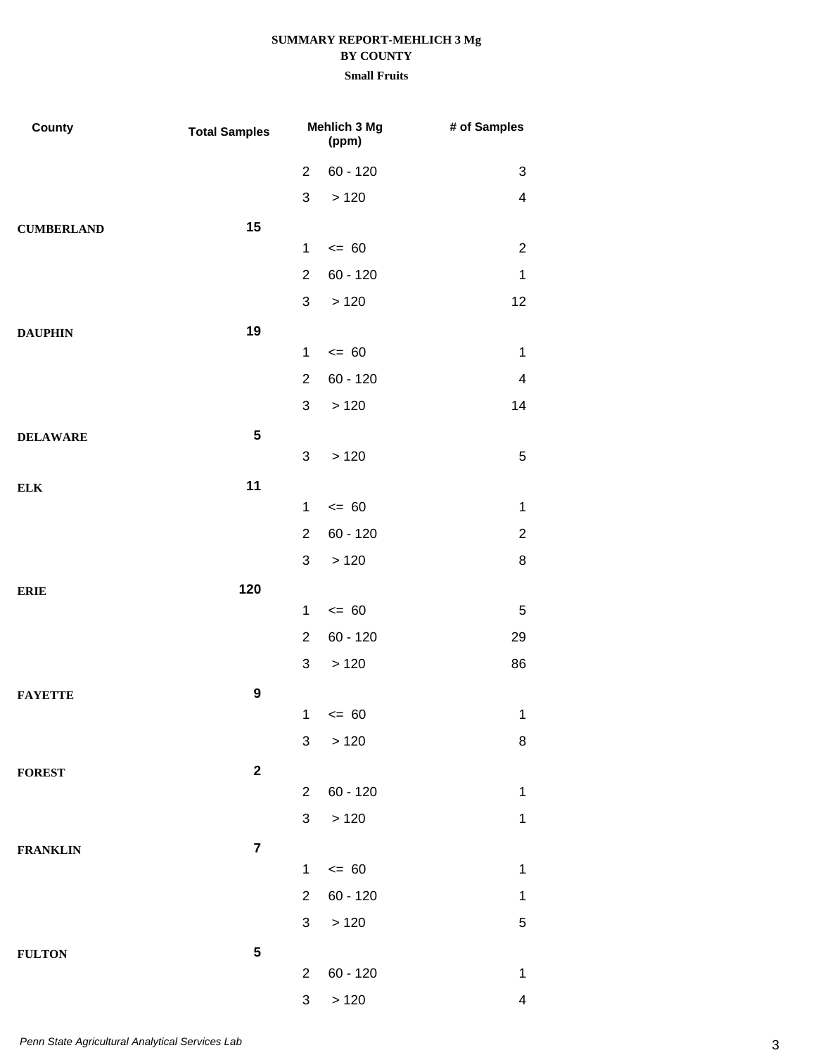**SUMMARY REPORT-MEHLICH 3 Mg**
**BY COUNTY**
**Small Fruits**

| County | Total Samples | Mehlich 3 Mg (ppm) | | # of Samples |
|---|---|---|---|---|
| | | 2 | 60 - 120 | 3 |
| | | 3 | > 120 | 4 |
| **CUMBERLAND** | **15** | | | |
| | | 1 | <= 60 | 2 |
| | | 2 | 60 - 120 | 1 |
| | | 3 | > 120 | 12 |
| **DAUPHIN** | **19** | | | |
| | | 1 | <= 60 | 1 |
| | | 2 | 60 - 120 | 4 |
| | | 3 | > 120 | 14 |
| **DELAWARE** | **5** | | | |
| | | 3 | > 120 | 5 |
| **ELK** | **11** | | | |
| | | 1 | <= 60 | 1 |
| | | 2 | 60 - 120 | 2 |
| | | 3 | > 120 | 8 |
| **ERIE** | **120** | | | |
| | | 1 | <= 60 | 5 |
| | | 2 | 60 - 120 | 29 |
| | | 3 | > 120 | 86 |
| **FAYETTE** | **9** | | | |
| | | 1 | <= 60 | 1 |
| | | 3 | > 120 | 8 |
| **FOREST** | **2** | | | |
| | | 2 | 60 - 120 | 1 |
| | | 3 | > 120 | 1 |
| **FRANKLIN** | **7** | | | |
| | | 1 | <= 60 | 1 |
| | | 2 | 60 - 120 | 1 |
| | | 3 | > 120 | 5 |
| **FULTON** | **5** | | | |
| | | 2 | 60 - 120 | 1 |
| | | 3 | > 120 | 4 |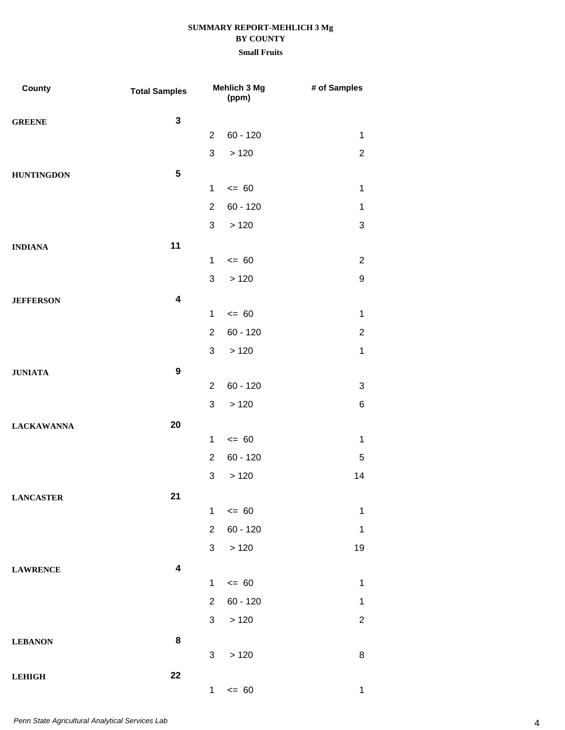**SUMMARY REPORT-MEHLICH 3 Mg**
**BY COUNTY**
**Small Fruits**

| County | Total Samples | | Mehlich 3 Mg (ppm) | # of Samples |
|---|---|---|---|---|
| GREENE | 3 | | | |
| | | 2 | 60 - 120 | 1 |
| | | 3 | > 120 | 2 |
| HUNTINGDON | 5 | | | |
| | | 1 | <= 60 | 1 |
| | | 2 | 60 - 120 | 1 |
| | | 3 | > 120 | 3 |
| INDIANA | 11 | | | |
| | | 1 | <= 60 | 2 |
| | | 3 | > 120 | 9 |
| JEFFERSON | 4 | | | |
| | | 1 | <= 60 | 1 |
| | | 2 | 60 - 120 | 2 |
| | | 3 | > 120 | 1 |
| JUNIATA | 9 | | | |
| | | 2 | 60 - 120 | 3 |
| | | 3 | > 120 | 6 |
| LACKAWANNA | 20 | | | |
| | | 1 | <= 60 | 1 |
| | | 2 | 60 - 120 | 5 |
| | | 3 | > 120 | 14 |
| LANCASTER | 21 | | | |
| | | 1 | <= 60 | 1 |
| | | 2 | 60 - 120 | 1 |
| | | 3 | > 120 | 19 |
| LAWRENCE | 4 | | | |
| | | 1 | <= 60 | 1 |
| | | 2 | 60 - 120 | 1 |
| | | 3 | > 120 | 2 |
| LEBANON | 8 | | | |
| | | 3 | > 120 | 8 |
| LEHIGH | 22 | | | |
| | | 1 | <= 60 | 1 |

*Penn State Agricultural Analytical Services Lab*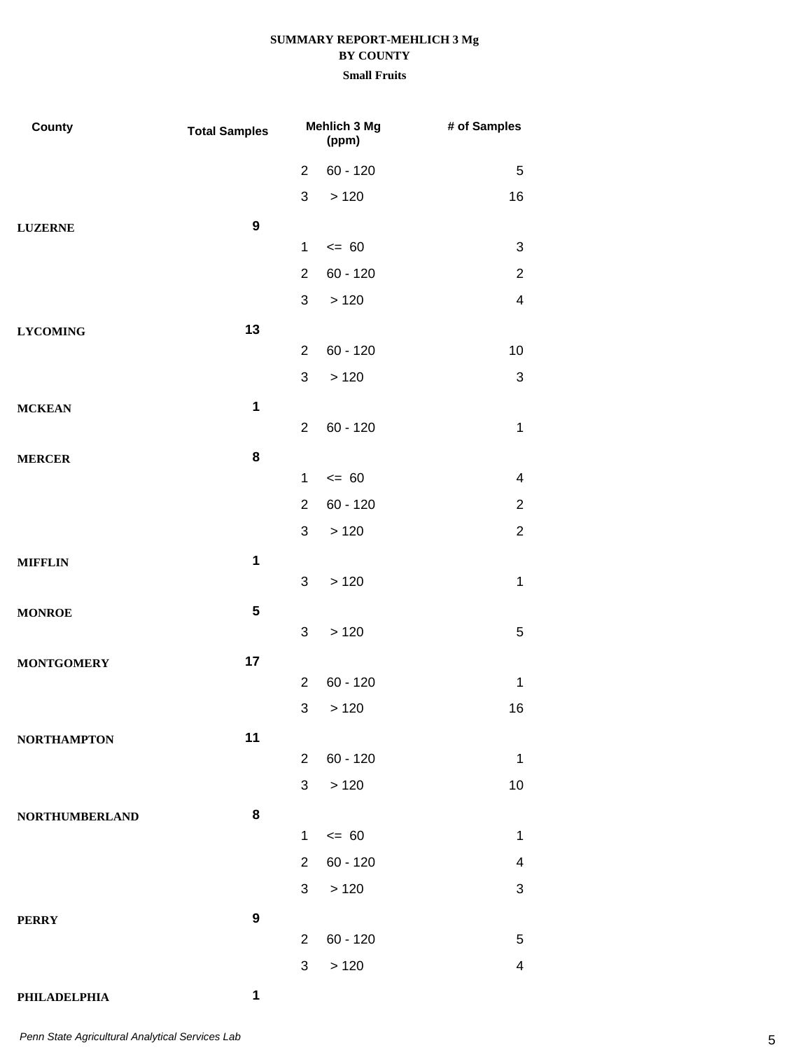**SUMMARY REPORT-MEHLICH 3 Mg**
**BY COUNTY**
**Small Fruits**

| County | Total Samples | Mehlich 3 Mg (ppm) | | # of Samples |
|---|---|---|---|---|
| | | 2 | 60 - 120 | 5 |
| | | 3 | > 120 | 16 |
| **LUZERNE** | **9** | | | |
| | | 1 | <= 60 | 3 |
| | | 2 | 60 - 120 | 2 |
| | | 3 | > 120 | 4 |
| **LYCOMING** | **13** | | | |
| | | 2 | 60 - 120 | 10 |
| | | 3 | > 120 | 3 |
| **MCKEAN** | **1** | | | |
| | | 2 | 60 - 120 | 1 |
| **MERCER** | **8** | | | |
| | | 1 | <= 60 | 4 |
| | | 2 | 60 - 120 | 2 |
| | | 3 | > 120 | 2 |
| **MIFFLIN** | **1** | | | |
| | | 3 | > 120 | 1 |
| **MONROE** | **5** | | | |
| | | 3 | > 120 | 5 |
| **MONTGOMERY** | **17** | | | |
| | | 2 | 60 - 120 | 1 |
| | | 3 | > 120 | 16 |
| **NORTHAMPTON** | **11** | | | |
| | | 2 | 60 - 120 | 1 |
| | | 3 | > 120 | 10 |
| **NORTHUMBERLAND** | **8** | | | |
| | | 1 | <= 60 | 1 |
| | | 2 | 60 - 120 | 4 |
| | | 3 | > 120 | 3 |
| **PERRY** | **9** | | | |
| | | 2 | 60 - 120 | 5 |
| | | 3 | > 120 | 4 |
| **PHILADELPHIA** | **1** | | | |

*Penn State Agricultural Analytical Services Lab*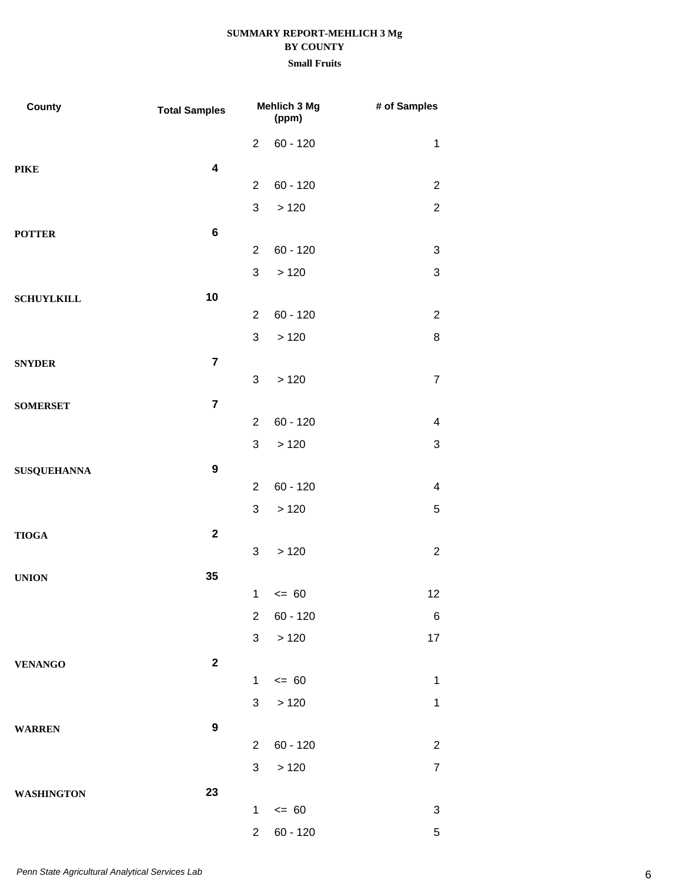**SUMMARY REPORT-MEHLICH 3 Mg**
**BY COUNTY**
**Small Fruits**

| County | Total Samples | Mehlich 3 Mg (ppm) | | # of Samples |
|---|---|---|---|---|
| | | 2 | 60 - 120 | 1 |
| **PIKE** | **4** | | | |
| | | 2 | 60 - 120 | 2 |
| | | 3 | > 120 | 2 |
| **POTTER** | **6** | | | |
| | | 2 | 60 - 120 | 3 |
| | | 3 | > 120 | 3 |
| **SCHUYLKILL** | **10** | | | |
| | | 2 | 60 - 120 | 2 |
| | | 3 | > 120 | 8 |
| **SNYDER** | **7** | | | |
| | | 3 | > 120 | 7 |
| **SOMERSET** | **7** | | | |
| | | 2 | 60 - 120 | 4 |
| | | 3 | > 120 | 3 |
| **SUSQUEHANNA** | **9** | | | |
| | | 2 | 60 - 120 | 4 |
| | | 3 | > 120 | 5 |
| **TIOGA** | **2** | | | |
| | | 3 | > 120 | 2 |
| **UNION** | **35** | | | |
| | | 1 | <= 60 | 12 |
| | | 2 | 60 - 120 | 6 |
| | | 3 | > 120 | 17 |
| **VENANGO** | **2** | | | |
| | | 1 | <= 60 | 1 |
| | | 3 | > 120 | 1 |
| **WARREN** | **9** | | | |
| | | 2 | 60 - 120 | 2 |
| | | 3 | > 120 | 7 |
| **WASHINGTON** | **23** | | | |
| | | 1 | <= 60 | 3 |
| | | 2 | 60 - 120 | 5 |

*Penn State Agricultural Analytical Services Lab*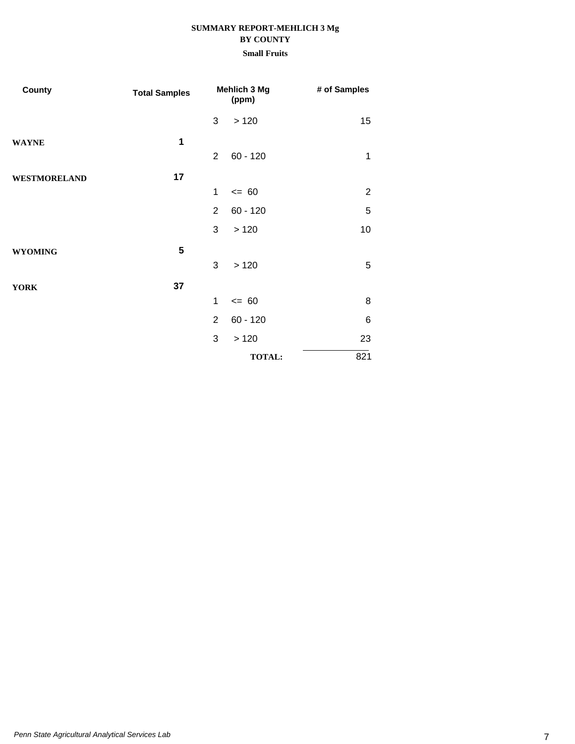**SUMMARY REPORT-MEHLICH 3 Mg**
**BY COUNTY**
**Small Fruits**

| County | Total Samples | Mehlich 3 Mg (ppm) | | # of Samples |
|---|---|---|---|---|
| | | 3 | > 120 | 15 |
| **WAYNE** | **1** | | | |
| | | 2 | 60 - 120 | 1 |
| **WESTMORELAND** | **17** | | | |
| | | 1 | <= 60 | 2 |
| | | 2 | 60 - 120 | 5 |
| | | 3 | > 120 | 10 |
| **WYOMING** | **5** | | | |
| | | 3 | > 120 | 5 |
| **YORK** | **37** | | | |
| | | 1 | <= 60 | 8 |
| | | 2 | 60 - 120 | 6 |
| | | 3 | > 120 | 23 |
| | | | **TOTAL:** | 821 |

*Penn State Agricultural Analytical Services Lab*